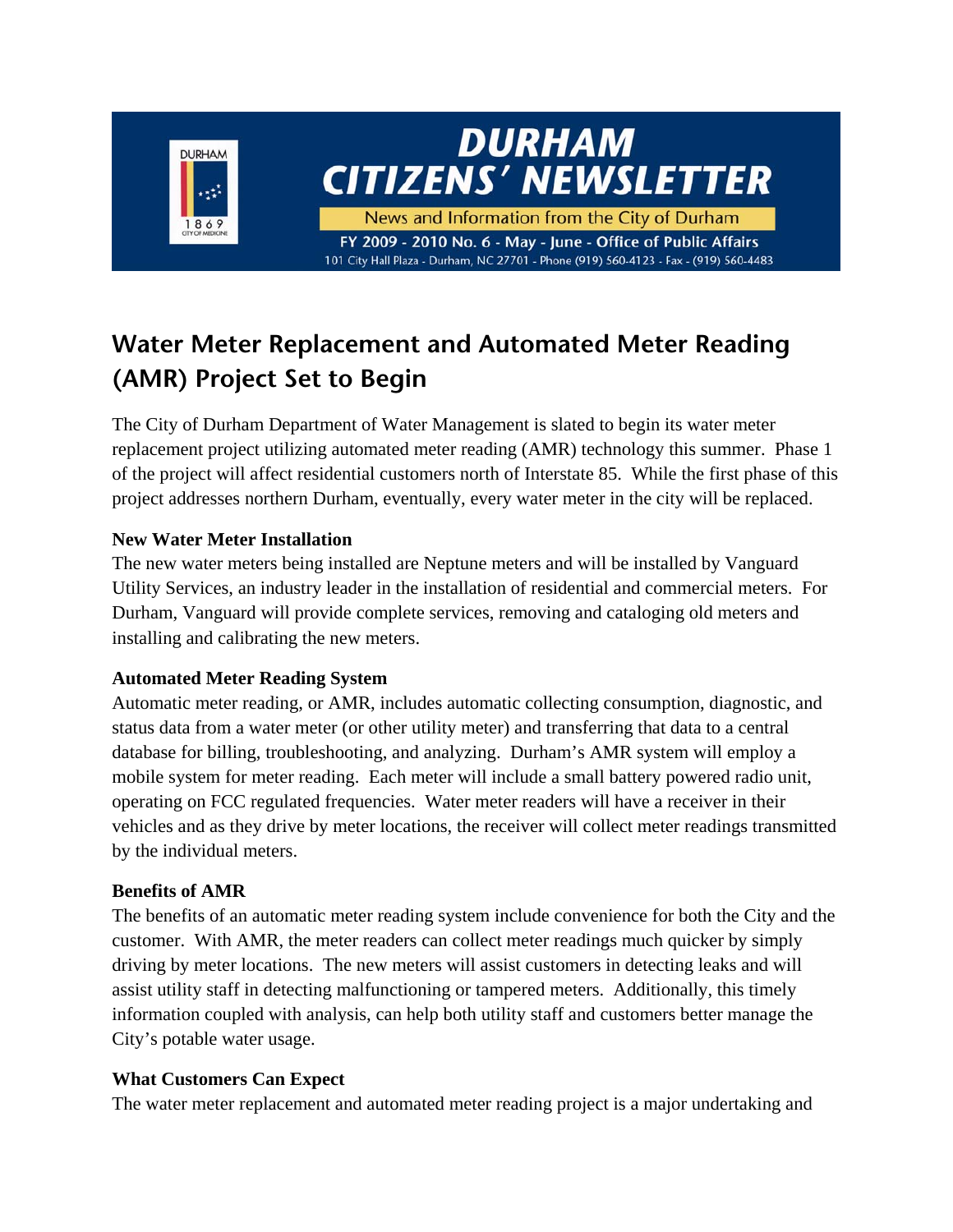# DURHAM CITIZENS' NEWSLETTER

News and Information from the City of Durham

FY 2009 - 2010 No. 6 - May - June - Office of Public Affairs

101 City Hall Plaza - Durham, NC 27701 - Phone (919) 560-4123 - Fax - (919) 560-4483

## Water Meter Replacement and Automated Meter Reading (AMR) Project Set to Begin

The City of Durham Department of Water Management is slated to begin its water meter replacement project utilizing automated meter reading (AMR) technology this summer. Phase 1 of the project will affect residential customers north of Interstate 85. While the first phase of this project addresses northern Durham, eventually, every water meter in the city will be replaced.

### New Water Meter Installation

The new water meters being installed are Neptune meters and will be installed by Vanguard Utility Services, an industry leader in the installation of residential and commercial meters. For Durham, Vanguard will provide complete services, removing and cataloging old meters and installing and calibrating the new meters.

### Automated Meter Reading System

Automatic meter reading, or AMR, includes automatic collecting consumption, diagnostic, and status data from a water meter (or other utility meter) and transferring that data to a central database for billing, troubleshooting, and analyzing. Durham's AMR system will employ a mobile system for meter reading. Each meter will include a small battery powered radio unit, operating on FCC regulated frequencies. Water meter readers will have a receiver in their vehicles and as they drive by meter locations, the receiver will collect meter readings transmitted by the individual meters.

### Benefits of AMR

The benefits of an automatic meter reading system include convenience for both the City and the customer. With AMR, the meter readers can collect meter readings much quicker by simply driving by meter locations. The new meters will assist customers in detecting leaks and will assist utility staff in detecting malfunctioning or tampered meters. Additionally, this timely information coupled with analysis, can help both utility staff and customers better manage the City's potable water usage.

### What Customers Can Expect

The water meter replacement and automated meter reading project is a major undertaking and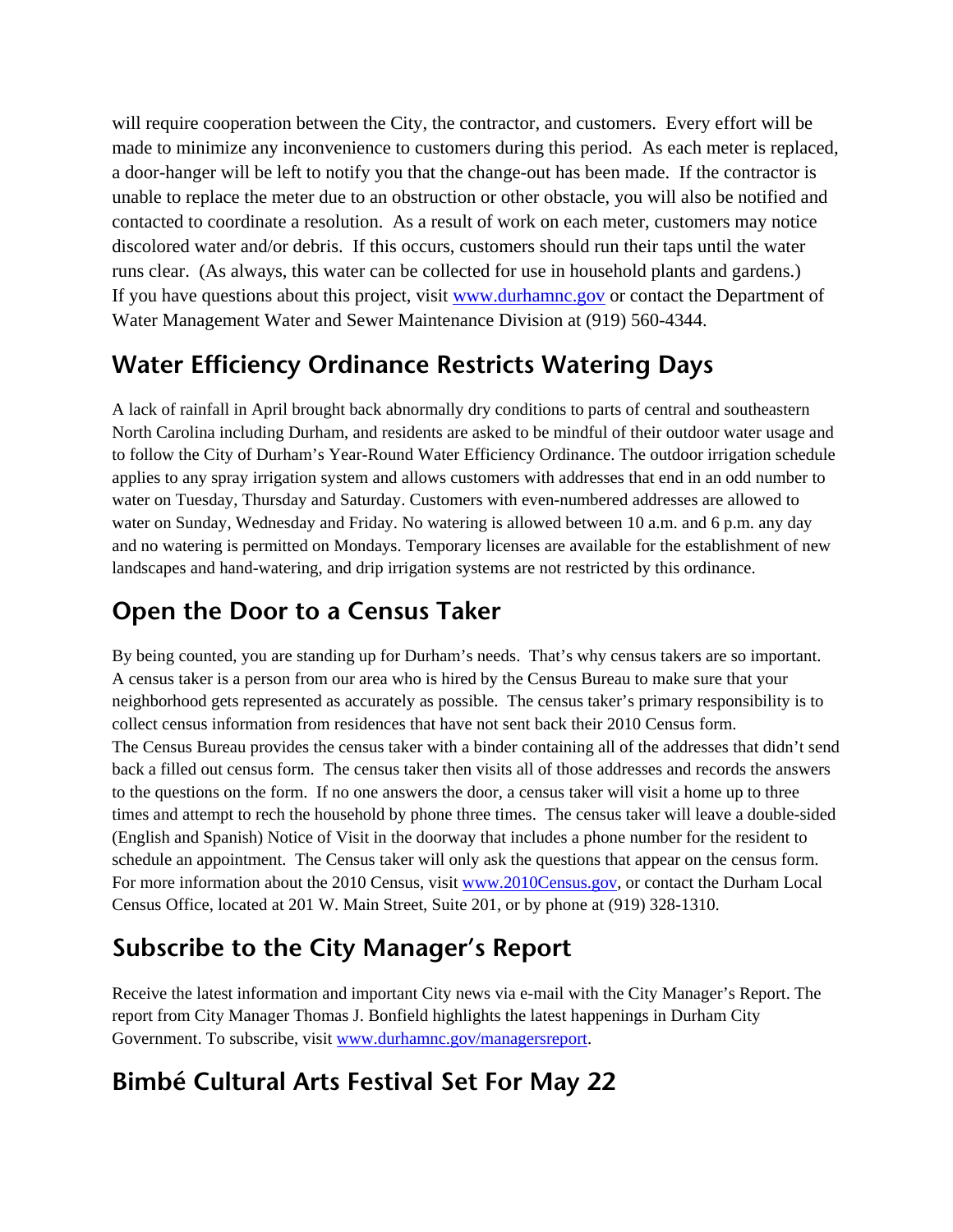will require cooperation between the City, the contractor, and customers. Every effort will be made to minimize any inconvenience to customers during this period. As each meter is replaced, a door-hanger will be left to notify you that the change-out has been made. If the contractor is unable to replace the meter due to an obstruction or other obstacle, you will also be notified and contacted to coordinate a resolution. As a result of work on each meter, customers may notice discolored water and/or debris. If this occurs, customers should run their taps until the water runs clear. (As always, this water can be collected for use in household plants and gardens.) If you have questions about this project, visit www.durhamnc.gov or contact the Department of Water Management Water and Sewer Maintenance Division at (919) 560-4344.

## Water Efficiency Ordinance Restricts Watering Days

A lack of rainfall in April brought back abnormally dry conditions to parts of central and southeastern North Carolina including Durham, and residents are asked to be mindful of their outdoor water usage and to follow the City of Durham's Year-Round Water Efficiency Ordinance. The outdoor irrigation schedule applies to any spray irrigation system and allows customers with addresses that end in an odd number to water on Tuesday, Thursday and Saturday. Customers with even-numbered addresses are allowed to water on Sunday, Wednesday and Friday. No watering is allowed between 10 a.m. and 6 p.m. any day and no watering is permitted on Mondays. Temporary licenses are available for the establishment of new landscapes and hand-watering, and drip irrigation systems are not restricted by this ordinance.

## Open the Door to a Census Taker

By being counted, you are standing up for Durham's needs. That's why census takers are so important. A census taker is a person from our area who is hired by the Census Bureau to make sure that your neighborhood gets represented as accurately as possible. The census taker's primary responsibility is to collect census information from residences that have not sent back their 2010 Census form. The Census Bureau provides the census taker with a binder containing all of the addresses that didn't send back a filled out census form. The census taker then visits all of those addresses and records the answers to the questions on the form. If no one answers the door, a census taker will visit a home up to three times and attempt to rech the household by phone three times. The census taker will leave a double-sided (English and Spanish) Notice of Visit in the doorway that includes a phone number for the resident to schedule an appointment. The Census taker will only ask the questions that appear on the census form. For more information about the 2010 Census, visit www.2010Census.gov, or contact the Durham Local Census Office, located at 201 W. Main Street, Suite 201, or by phone at (919) 328-1310.

## Subscribe to the City Manager's Report

Receive the latest information and important City news via e-mail with the City Manager's Report. The report from City Manager Thomas J. Bonfield highlights the latest happenings in Durham City Government. To subscribe, visit www.durhamnc.gov/managersreport.

## Bimbé Cultural Arts Festival Set For May 22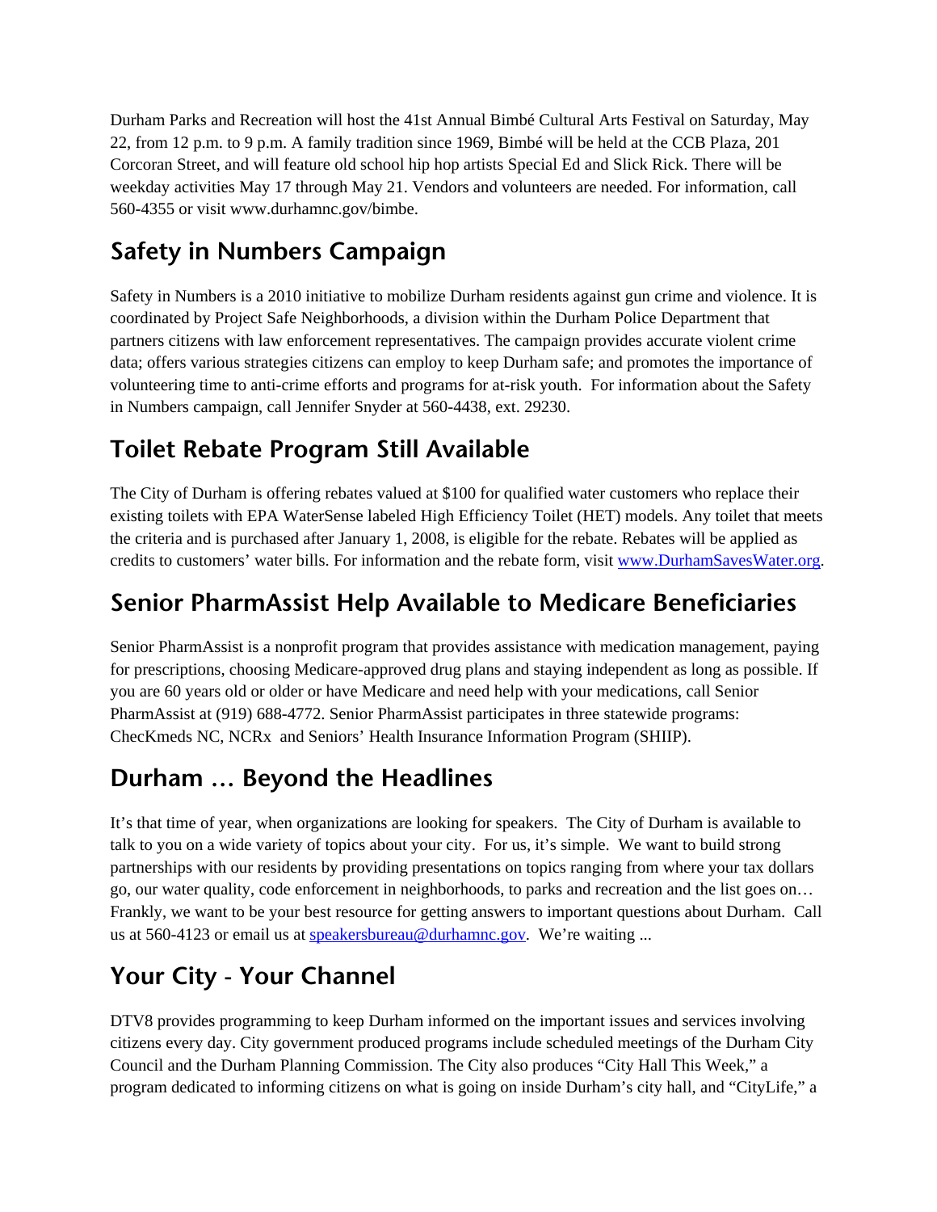Durham Parks and Recreation will host the 41st Annual Bimbé Cultural Arts Festival on Saturday, May 22, from 12 p.m. to 9 p.m. A family tradition since 1969, Bimbé will be held at the CCB Plaza, 201 Corcoran Street, and will feature old school hip hop artists Special Ed and Slick Rick. There will be weekday activities May 17 through May 21. Vendors and volunteers are needed. For information, call 560-4355 or visit www.durhamnc.gov/bimbe.

## Safety in Numbers Campaign

Safety in Numbers is a 2010 initiative to mobilize Durham residents against gun crime and violence. It is coordinated by Project Safe Neighborhoods, a division within the Durham Police Department that partners citizens with law enforcement representatives. The campaign provides accurate violent crime data; offers various strategies citizens can employ to keep Durham safe; and promotes the importance of volunteering time to anti-crime efforts and programs for at-risk youth. For information about the Safety in Numbers campaign, call Jennifer Snyder at 560-4438, ext. 29230.

## Toilet Rebate Program Still Available

The City of Durham is offering rebates valued at $100 for qualified water customers who replace their existing toilets with EPA WaterSense labeled High Efficiency Toilet (HET) models. Any toilet that meets the criteria and is purchased after January 1, 2008, is eligible for the rebate. Rebates will be applied as credits to customers' water bills. For information and the rebate form, visit www.DurhamSavesWater.org.

## Senior PharmAssist Help Available to Medicare Beneficiaries

Senior PharmAssist is a nonprofit program that provides assistance with medication management, paying for prescriptions, choosing Medicare-approved drug plans and staying independent as long as possible. If you are 60 years old or older or have Medicare and need help with your medications, call Senior PharmAssist at (919) 688-4772. Senior PharmAssist participates in three statewide programs: ChecKmeds NC, NCRx and Seniors' Health Insurance Information Program (SHIIP).

## Durham … Beyond the Headlines

It's that time of year, when organizations are looking for speakers. The City of Durham is available to talk to you on a wide variety of topics about your city. For us, it's simple. We want to build strong partnerships with our residents by providing presentations on topics ranging from where your tax dollars go, our water quality, code enforcement in neighborhoods, to parks and recreation and the list goes on… Frankly, we want to be your best resource for getting answers to important questions about Durham. Call us at 560-4123 or email us at speakersbureau@durhamnc.gov. We're waiting ...

## Your City - Your Channel

DTV8 provides programming to keep Durham informed on the important issues and services involving citizens every day. City government produced programs include scheduled meetings of the Durham City Council and the Durham Planning Commission. The City also produces "City Hall This Week," a program dedicated to informing citizens on what is going on inside Durham's city hall, and "CityLife," a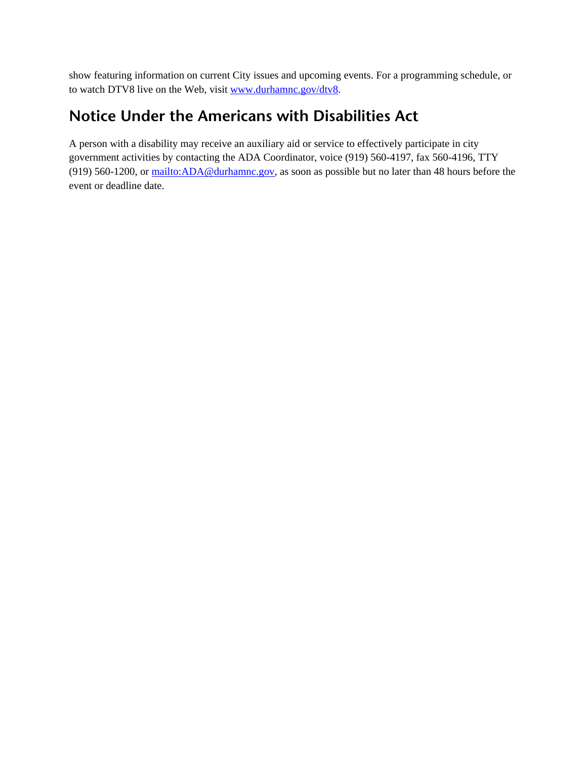show featuring information on current City issues and upcoming events. For a programming schedule, or to watch DTV8 live on the Web, visit [www.durhamnc.gov/dtv8](http://www.durhamnc.gov/dtv8).

## Notice Under the Americans with Disabilities Act

A person with a disability may receive an auxiliary aid or service to effectively participate in city government activities by contacting the ADA Coordinator, voice (919) 560-4197, fax 560-4196, TTY (919) 560-1200, or [mailto:ADA@durhamnc.gov](mailto:ADA@durhamnc.gov), as soon as possible but no later than 48 hours before the event or deadline date.